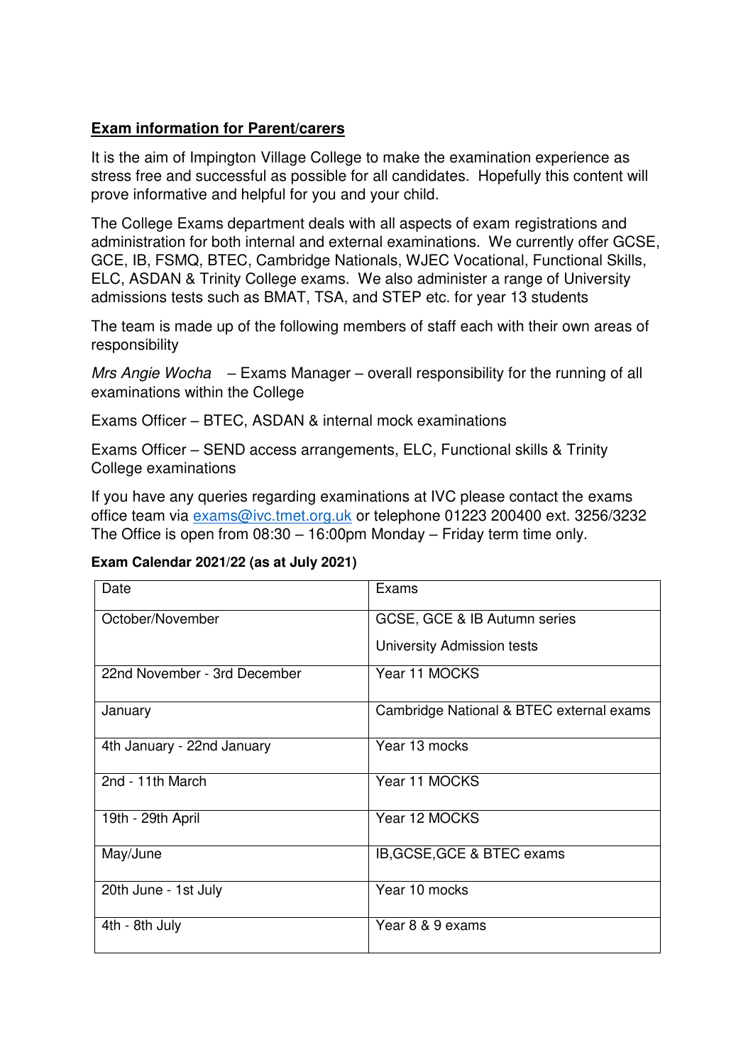**Exam information for Parent/carers**

It is the aim of Impington Village College to make the examination experience as stress free and successful as possible for all candidates. Hopefully this content will prove informative and helpful for you and your child.

The College Exams department deals with all aspects of exam registrations and administration for both internal and external examinations. We currently offer GCSE, GCE, IB, FSMQ, BTEC, Cambridge Nationals, WJEC Vocational, Functional Skills, ELC, ASDAN & Trinity College exams. We also administer a range of University admissions tests such as BMAT, TSA, and STEP etc. for year 13 students

The team is made up of the following members of staff each with their own areas of responsibility

*Mrs Angie Wocha* – Exams Manager – overall responsibility for the running of all examinations within the College

Exams Officer – BTEC, ASDAN & internal mock examinations

Exams Officer – SEND access arrangements, ELC, Functional skills & Trinity College examinations

If you have any queries regarding examinations at IVC please contact the exams office team via exams@ivc.tmet.org.uk or telephone 01223 200400 ext. 3256/3232 The Office is open from 08:30 – 16:00pm Monday – Friday term time only.

**Exam Calendar 2021/22 (as at July 2021)**

| Date | Exams |
|---|---|
| October/November | GCSE, GCE & IB Autumn series<br>University Admission tests |
| 22nd November - 3rd December | Year 11 MOCKS |
| January | Cambridge National & BTEC external exams |
| 4th January - 22nd January | Year 13 mocks |
| 2nd - 11th March | Year 11 MOCKS |
| 19th - 29th April | Year 12 MOCKS |
| May/June | IB,GCSE,GCE & BTEC exams |
| 20th June - 1st July | Year 10 mocks |
| 4th - 8th July | Year 8 & 9 exams |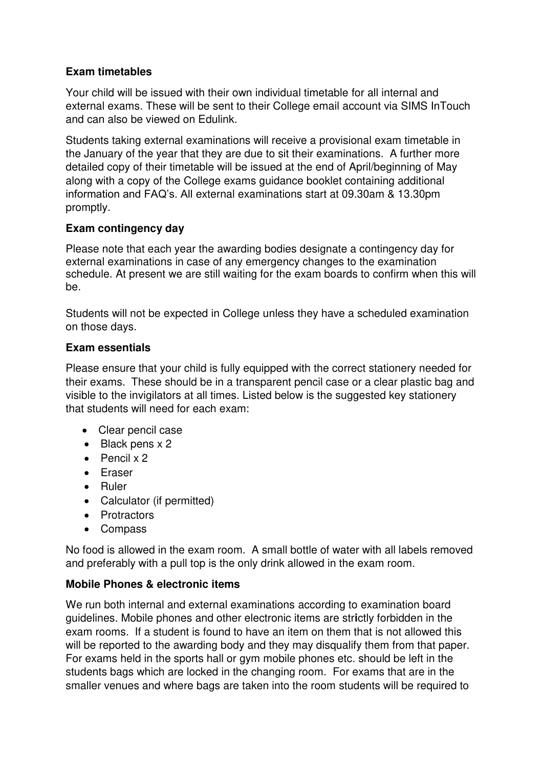**Exam timetables**

Your child will be issued with their own individual timetable for all internal and external exams. These will be sent to their College email account via SIMS InTouch and can also be viewed on Edulink.

Students taking external examinations will receive a provisional exam timetable in the January of the year that they are due to sit their examinations. A further more detailed copy of their timetable will be issued at the end of April/beginning of May along with a copy of the College exams guidance booklet containing additional information and FAQ's. All external examinations start at 09.30am & 13.30pm promptly.

**Exam contingency day**

Please note that each year the awarding bodies designate a contingency day for external examinations in case of any emergency changes to the examination schedule. At present we are still waiting for the exam boards to confirm when this will be.

Students will not be expected in College unless they have a scheduled examination on those days.

**Exam essentials**

Please ensure that your child is fully equipped with the correct stationery needed for their exams. These should be in a transparent pencil case or a clear plastic bag and visible to the invigilators at all times. Listed below is the suggested key stationery that students will need for each exam:

- Clear pencil case
- Black pens x 2
- Pencil x 2
- Eraser
- Ruler
- Calculator (if permitted)
- Protractors
- Compass

No food is allowed in the exam room. A small bottle of water with all labels removed and preferably with a pull top is the only drink allowed in the exam room.

**Mobile Phones & electronic items**

We run both internal and external examinations according to examination board guidelines. Mobile phones and other electronic items are strictly forbidden in the exam rooms. If a student is found to have an item on them that is not allowed this will be reported to the awarding body and they may disqualify them from that paper. For exams held in the sports hall or gym mobile phones etc. should be left in the students bags which are locked in the changing room. For exams that are in the smaller venues and where bags are taken into the room students will be required to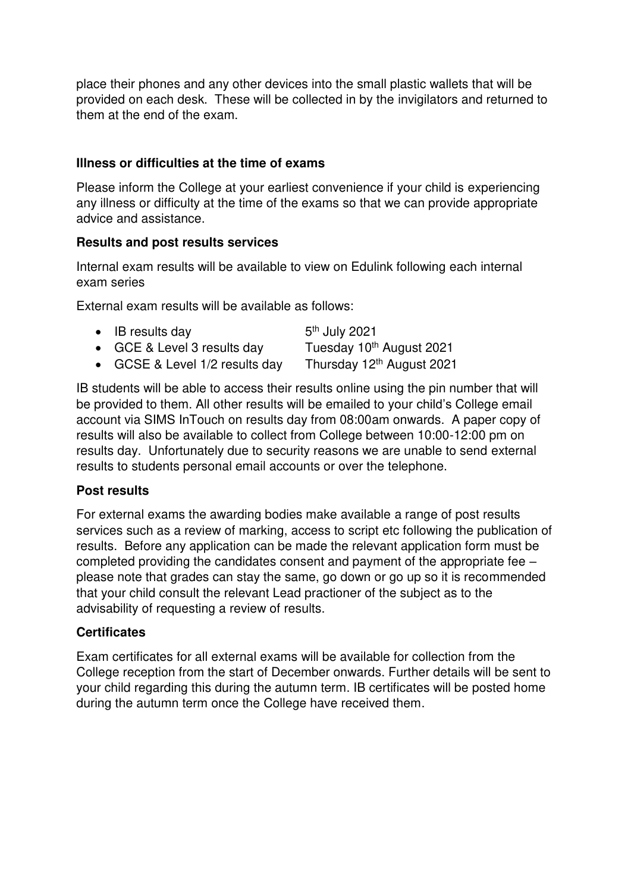place their phones and any other devices into the small plastic wallets that will be provided on each desk. These will be collected in by the invigilators and returned to them at the end of the exam.

**Illness or difficulties at the time of exams**

Please inform the College at your earliest convenience if your child is experiencing any illness or difficulty at the time of the exams so that we can provide appropriate advice and assistance.

**Results and post results services**

Internal exam results will be available to view on Edulink following each internal exam series

External exam results will be available as follows:

- IB results day — 5th July 2021
- GCE & Level 3 results day — Tuesday 10th August 2021
- GCSE & Level 1/2 results day — Thursday 12th August 2021

IB students will be able to access their results online using the pin number that will be provided to them. All other results will be emailed to your child's College email account via SIMS InTouch on results day from 08:00am onwards. A paper copy of results will also be available to collect from College between 10:00-12:00 pm on results day. Unfortunately due to security reasons we are unable to send external results to students personal email accounts or over the telephone.

**Post results**

For external exams the awarding bodies make available a range of post results services such as a review of marking, access to script etc following the publication of results. Before any application can be made the relevant application form must be completed providing the candidates consent and payment of the appropriate fee – please note that grades can stay the same, go down or go up so it is recommended that your child consult the relevant Lead practioner of the subject as to the advisability of requesting a review of results.

**Certificates**

Exam certificates for all external exams will be available for collection from the College reception from the start of December onwards. Further details will be sent to your child regarding this during the autumn term. IB certificates will be posted home during the autumn term once the College have received them.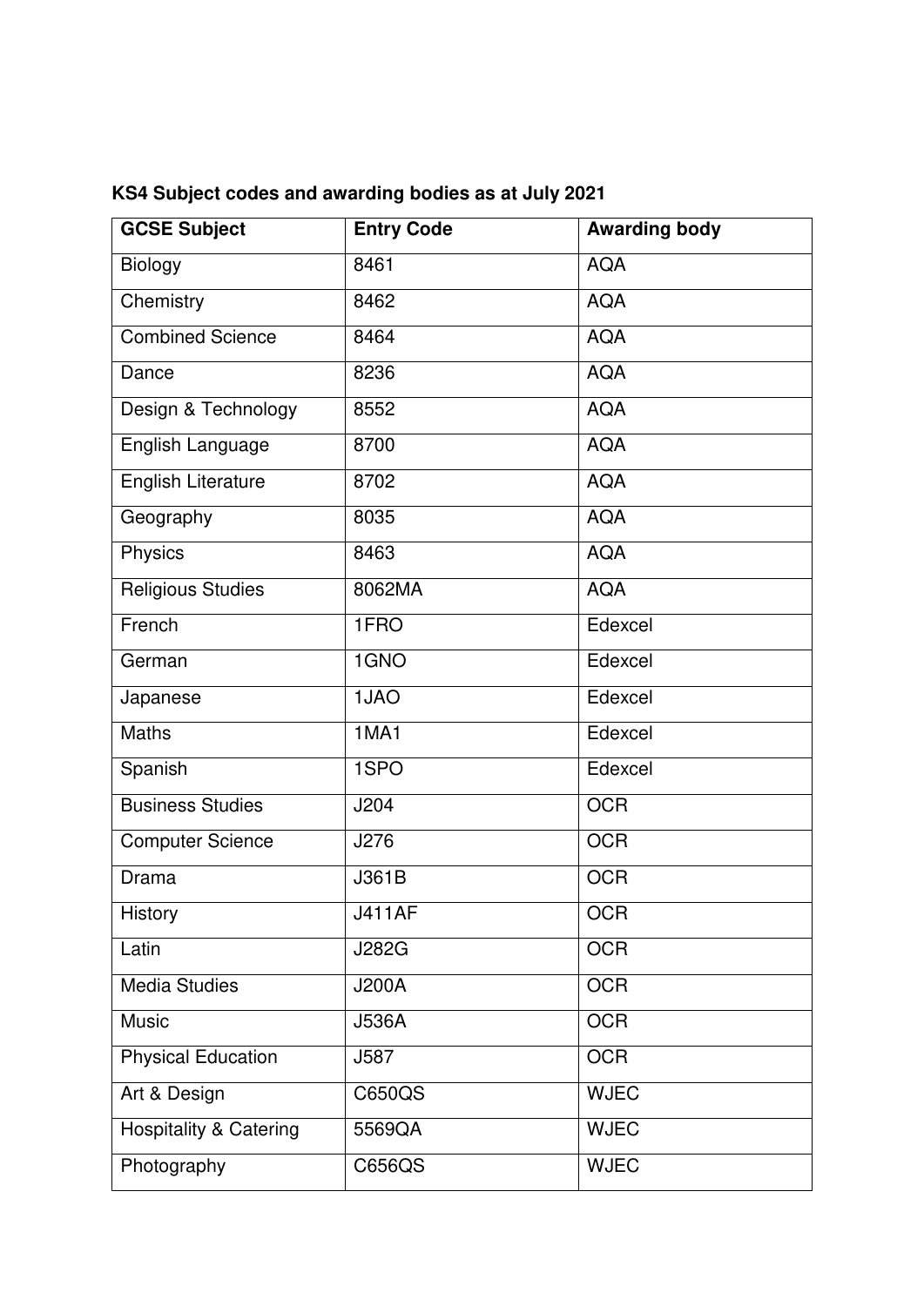**KS4 Subject codes and awarding bodies as at July 2021**

| GCSE Subject | Entry Code | Awarding body |
|---|---|---|
| Biology | 8461 | AQA |
| Chemistry | 8462 | AQA |
| Combined Science | 8464 | AQA |
| Dance | 8236 | AQA |
| Design & Technology | 8552 | AQA |
| English Language | 8700 | AQA |
| English Literature | 8702 | AQA |
| Geography | 8035 | AQA |
| Physics | 8463 | AQA |
| Religious Studies | 8062MA | AQA |
| French | 1FRO | Edexcel |
| German | 1GNO | Edexcel |
| Japanese | 1JAO | Edexcel |
| Maths | 1MA1 | Edexcel |
| Spanish | 1SPO | Edexcel |
| Business Studies | J204 | OCR |
| Computer Science | J276 | OCR |
| Drama | J361B | OCR |
| History | J411AF | OCR |
| Latin | J282G | OCR |
| Media Studies | J200A | OCR |
| Music | J536A | OCR |
| Physical Education | J587 | OCR |
| Art & Design | C650QS | WJEC |
| Hospitality & Catering | 5569QA | WJEC |
| Photography | C656QS | WJEC |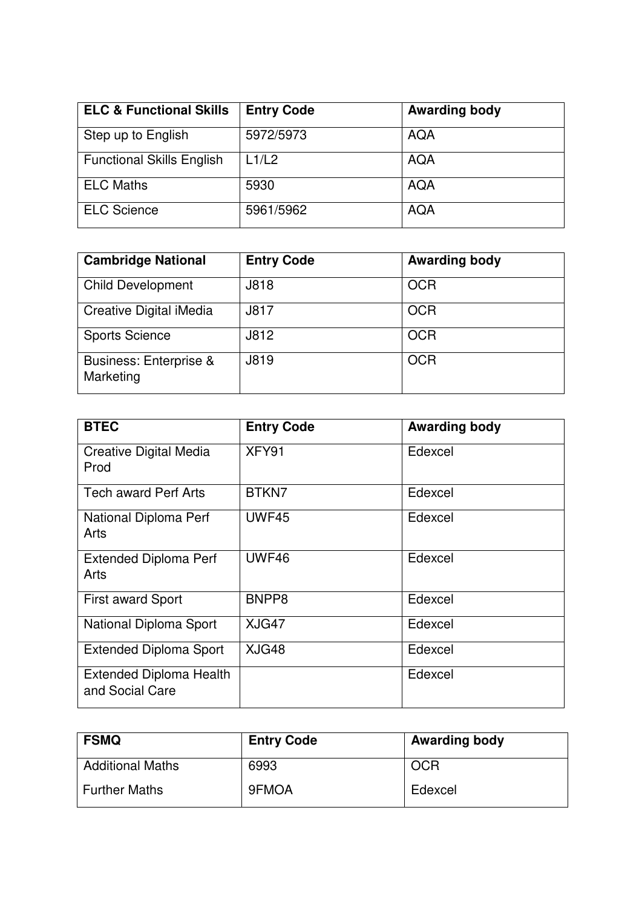| ELC & Functional Skills | Entry Code | Awarding body |
|---|---|---|
| Step up to English | 5972/5973 | AQA |
| Functional Skills English | L1/L2 | AQA |
| ELC Maths | 5930 | AQA |
| ELC Science | 5961/5962 | AQA |

| Cambridge National | Entry Code | Awarding body |
|---|---|---|
| Child Development | J818 | OCR |
| Creative Digital iMedia | J817 | OCR |
| Sports Science | J812 | OCR |
| Business: Enterprise & Marketing | J819 | OCR |

| BTEC | Entry Code | Awarding body |
|---|---|---|
| Creative Digital Media Prod | XFY91 | Edexcel |
| Tech award Perf Arts | BTKN7 | Edexcel |
| National Diploma Perf Arts | UWF45 | Edexcel |
| Extended Diploma Perf Arts | UWF46 | Edexcel |
| First award Sport | BNPP8 | Edexcel |
| National Diploma Sport | XJG47 | Edexcel |
| Extended Diploma Sport | XJG48 | Edexcel |
| Extended Diploma Health and Social Care | | Edexcel |

| FSMQ | Entry Code | Awarding body |
|---|---|---|
| Additional Maths | 6993 | OCR |
| Further Maths | 9FMOA | Edexcel |